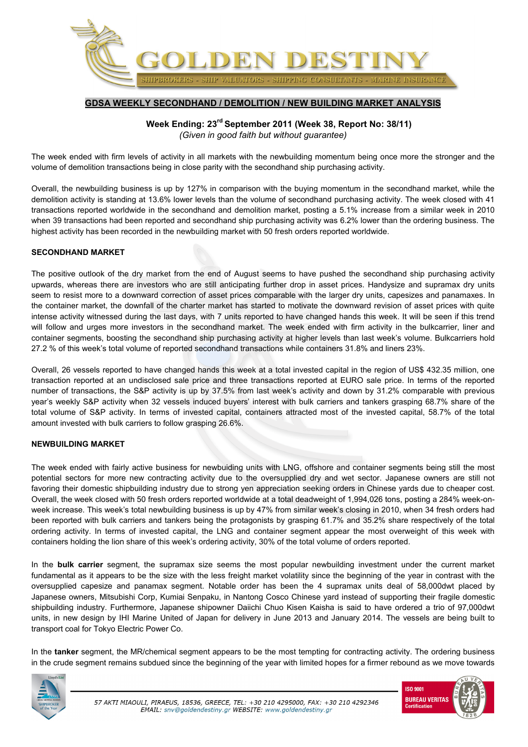GOLDEN DESTINY

SHIPBROKERS - SHIP VALUATORS - SHIPPING CONSULTANTS - MARINE INSURANCE

## GDSA WEEKLY SECONDHAND / DEMOLITION / NEW BUILDING MARKET ANALYSIS

**Week Ending: 23rd September 2011 (Week 38, Report No: 38/11)**

*(Given in good faith but without guarantee)*

The week ended with firm levels of activity in all markets with the newbuilding momentum being once more the stronger and the volume of demolition transactions being in close parity with the secondhand ship purchasing activity.

Overall, the newbuilding business is up by 127% in comparison with the buying momentum in the secondhand market, while the demolition activity is standing at 13.6% lower levels than the volume of secondhand purchasing activity. The week closed with 41 transactions reported worldwide in the secondhand and demolition market, posting a 5.1% increase from a similar week in 2010 when 39 transactions had been reported and secondhand ship purchasing activity was 6.2% lower than the ordering business. The highest activity has been recorded in the newbuilding market with 50 fresh orders reported worldwide.

### SECONDHAND MARKET

The positive outlook of the dry market from the end of August seems to have pushed the secondhand ship purchasing activity upwards, whereas there are investors who are still anticipating further drop in asset prices. Handysize and supramax dry units seem to resist more to a downward correction of asset prices comparable with the larger dry units, capesizes and panamaxes. In the container market, the downfall of the charter market has started to motivate the downward revision of asset prices with quite intense activity witnessed during the last days, with 7 units reported to have changed hands this week. It will be seen if this trend will follow and urges more investors in the secondhand market. The week ended with firm activity in the bulkcarrier, liner and container segments, boosting the secondhand ship purchasing activity at higher levels than last week's volume. Bulkcarriers hold 27.2 % of this week's total volume of reported secondhand transactions while containers 31.8% and liners 23%.

Overall, 26 vessels reported to have changed hands this week at a total invested capital in the region of US$ 432.35 million, one transaction reported at an undisclosed sale price and three transactions reported at EURO sale price. In terms of the reported number of transactions, the S&P activity is up by 37.5% from last week's activity and down by 31.2% comparable with previous year's weekly S&P activity when 32 vessels induced buyers' interest with bulk carriers and tankers grasping 68.7% share of the total volume of S&P activity. In terms of invested capital, containers attracted most of the invested capital, 58.7% of the total amount invested with bulk carriers to follow grasping 26.6%.

### NEWBUILDING MARKET

The week ended with fairly active business for newbuiding units with LNG, offshore and container segments being still the most potential sectors for more new contracting activity due to the oversupplied dry and wet sector. Japanese owners are still not favoring their domestic shipbuilding industry due to strong yen appreciation seeking orders in Chinese yards due to cheaper cost. Overall, the week closed with 50 fresh orders reported worldwide at a total deadweight of 1,994,026 tons, posting a 284% week-on-week increase. This week's total newbuilding business is up by 47% from similar week's closing in 2010, when 34 fresh orders had been reported with bulk carriers and tankers being the protagonists by grasping 61.7% and 35.2% share respectively of the total ordering activity. In terms of invested capital, the LNG and container segment appear the most overweight of this week with containers holding the lion share of this week's ordering activity, 30% of the total volume of orders reported.

In the **bulk carrier** segment, the supramax size seems the most popular newbuilding investment under the current market fundamental as it appears to be the size with the less freight market volatility since the beginning of the year in contrast with the oversupplied capesize and panamax segment. Notable order has been the 4 supramax units deal of 58,000dwt placed by Japanese owners, Mitsubishi Corp, Kumiai Senpaku, in Nantong Cosco Chinese yard instead of supporting their fragile domestic shipbuilding industry. Furthermore, Japanese shipowner Daiichi Chuo Kisen Kaisha is said to have ordered a trio of 97,000dwt units, in new design by IHI Marine United of Japan for delivery in June 2013 and January 2014. The vessels are being built to transport coal for Tokyo Electric Power Co.

In the **tanker** segment, the MR/chemical segment appears to be the most tempting for contracting activity. The ordering business in the crude segment remains subdued since the beginning of the year with limited hopes for a firmer rebound as we move towards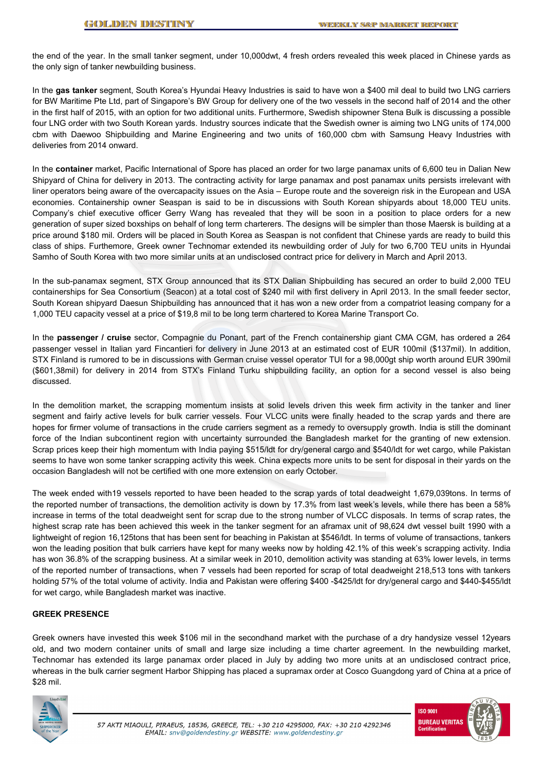the end of the year. In the small tanker segment, under 10,000dwt, 4 fresh orders revealed this week placed in Chinese yards as the only sign of tanker newbuilding business.

In the **gas tanker** segment, South Korea's Hyundai Heavy Industries is said to have won a $400 mil deal to build two LNG carriers for BW Maritime Pte Ltd, part of Singapore's BW Group for delivery one of the two vessels in the second half of 2014 and the other in the first half of 2015, with an option for two additional units. Furthermore, Swedish shipowner Stena Bulk is discussing a possible four LNG order with two South Korean yards. Industry sources indicate that the Swedish owner is aiming two LNG units of 174,000 cbm with Daewoo Shipbuilding and Marine Engineering and two units of 160,000 cbm with Samsung Heavy Industries with deliveries from 2014 onward.

In the **container** market, Pacific International of Spore has placed an order for two large panamax units of 6,600 teu in Dalian New Shipyard of China for delivery in 2013. The contracting activity for large panamax and post panamax units persists irrelevant with liner operators being aware of the overcapacity issues on the Asia – Europe route and the sovereign risk in the European and USA economies. Containership owner Seaspan is said to be in discussions with South Korean shipyards about 18,000 TEU units. Company's chief executive officer Gerry Wang has revealed that they will be soon in a position to place orders for a new generation of super sized boxships on behalf of long term charterers. The designs will be simpler than those Maersk is building at a price around $180 mil. Orders will be placed in South Korea as Seaspan is not confident that Chinese yards are ready to build this class of ships. Futhermore, Greek owner Technomar extended its newbuilding order of July for two 6,700 TEU units in Hyundai Samho of South Korea with two more similar units at an undisclosed contract price for delivery in March and April 2013.

In the sub-panamax segment, STX Group announced that its STX Dalian Shipbuilding has secured an order to build 2,000 TEU containerships for Sea Consortium (Seacon) at a total cost of $240 mil with first delivery in April 2013. In the small feeder sector, South Korean shipyard Daesun Shipbuilding has announced that it has won a new order from a compatriot leasing company for a 1,000 TEU capacity vessel at a price of $19,8 mil to be long term chartered to Korea Marine Transport Co.

In the **passenger / cruise** sector, Compagnie du Ponant, part of the French containership giant CMA CGM, has ordered a 264 passenger vessel in Italian yard Fincantieri for delivery in June 2013 at an estimated cost of EUR 100mil ($137mil). In addition, STX Finland is rumored to be in discussions with German cruise vessel operator TUI for a 98,000gt ship worth around EUR 390mil ($601,38mil) for delivery in 2014 from STX's Finland Turku shipbuilding facility, an option for a second vessel is also being discussed.

In the demolition market, the scrapping momentum insists at solid levels driven this week firm activity in the tanker and liner segment and fairly active levels for bulk carrier vessels. Four VLCC units were finally headed to the scrap yards and there are hopes for firmer volume of transactions in the crude carriers segment as a remedy to oversupply growth. India is still the dominant force of the Indian subcontinent region with uncertainty surrounded the Bangladesh market for the granting of new extension. Scrap prices keep their high momentum with India paying $515/ldt for dry/general cargo and $540/ldt for wet cargo, while Pakistan seems to have won some tanker scrapping activity this week. China expects more units to be sent for disposal in their yards on the occasion Bangladesh will not be certified with one more extension on early October.

The week ended with19 vessels reported to have been headed to the scrap yards of total deadweight 1,679,039tons. In terms of the reported number of transactions, the demolition activity is down by 17.3% from last week's levels, while there has been a 58% increase in terms of the total deadweight sent for scrap due to the strong number of VLCC disposals. In terms of scrap rates, the highest scrap rate has been achieved this week in the tanker segment for an aframax unit of 98,624 dwt vessel built 1990 with a lightweight of region 16,125tons that has been sent for beaching in Pakistan at $546/ldt. In terms of volume of transactions, tankers won the leading position that bulk carriers have kept for many weeks now by holding 42.1% of this week's scrapping activity. India has won 36.8% of the scrapping business. At a similar week in 2010, demolition activity was standing at 63% lower levels, in terms of the reported number of transactions, when 7 vessels had been reported for scrap of total deadweight 218,513 tons with tankers holding 57% of the total volume of activity. India and Pakistan were offering $400 -$425/ldt for dry/general cargo and $440-$455/ldt for wet cargo, while Bangladesh market was inactive.

## GREEK PRESENCE

Greek owners have invested this week $106 mil in the secondhand market with the purchase of a dry handysize vessel 12years old, and two modern container units of small and large size including a time charter agreement. In the newbuilding market, Technomar has extended its large panamax order placed in July by adding two more units at an undisclosed contract price, whereas in the bulk carrier segment Harbor Shipping has placed a supramax order at Cosco Guangdong yard of China at a price of $28 mil.